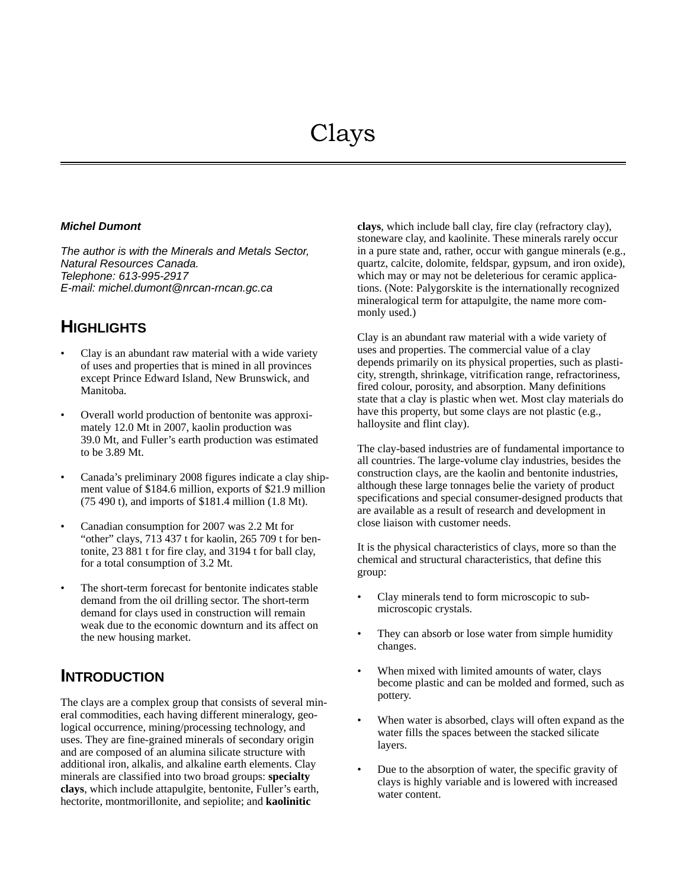# Clays

***Michel Dumont***

*The author is with the Minerals and Metals Sector, Natural Resources Canada.*
*Telephone: 613-995-2917*
*E-mail: michel.dumont@nrcan-rncan.gc.ca*

## HIGHLIGHTS

- Clay is an abundant raw material with a wide variety of uses and properties that is mined in all provinces except Prince Edward Island, New Brunswick, and Manitoba.
- Overall world production of bentonite was approximately 12.0 Mt in 2007, kaolin production was 39.0 Mt, and Fuller's earth production was estimated to be 3.89 Mt.
- Canada's preliminary 2008 figures indicate a clay shipment value of $184.6 million, exports of $21.9 million (75 490 t), and imports of $181.4 million (1.8 Mt).
- Canadian consumption for 2007 was 2.2 Mt for "other" clays, 713 437 t for kaolin, 265 709 t for bentonite, 23 881 t for fire clay, and 3194 t for ball clay, for a total consumption of 3.2 Mt.
- The short-term forecast for bentonite indicates stable demand from the oil drilling sector. The short-term demand for clays used in construction will remain weak due to the economic downturn and its affect on the new housing market.

## INTRODUCTION

The clays are a complex group that consists of several mineral commodities, each having different mineralogy, geological occurrence, mining/processing technology, and uses. They are fine-grained minerals of secondary origin and are composed of an alumina silicate structure with additional iron, alkalis, and alkaline earth elements. Clay minerals are classified into two broad groups: **specialty clays**, which include attapulgite, bentonite, Fuller's earth, hectorite, montmorillonite, and sepiolite; and **kaolinitic clays**, which include ball clay, fire clay (refractory clay), stoneware clay, and kaolinite. These minerals rarely occur in a pure state and, rather, occur with gangue minerals (e.g., quartz, calcite, dolomite, feldspar, gypsum, and iron oxide), which may or may not be deleterious for ceramic applications. (Note: Palygorskite is the internationally recognized mineralogical term for attapulgite, the name more commonly used.)

Clay is an abundant raw material with a wide variety of uses and properties. The commercial value of a clay depends primarily on its physical properties, such as plasticity, strength, shrinkage, vitrification range, refractoriness, fired colour, porosity, and absorption. Many definitions state that a clay is plastic when wet. Most clay materials do have this property, but some clays are not plastic (e.g., halloysite and flint clay).

The clay-based industries are of fundamental importance to all countries. The large-volume clay industries, besides the construction clays, are the kaolin and bentonite industries, although these large tonnages belie the variety of product specifications and special consumer-designed products that are available as a result of research and development in close liaison with customer needs.

It is the physical characteristics of clays, more so than the chemical and structural characteristics, that define this group:

- Clay minerals tend to form microscopic to sub-microscopic crystals.
- They can absorb or lose water from simple humidity changes.
- When mixed with limited amounts of water, clays become plastic and can be molded and formed, such as pottery.
- When water is absorbed, clays will often expand as the water fills the spaces between the stacked silicate layers.
- Due to the absorption of water, the specific gravity of clays is highly variable and is lowered with increased water content.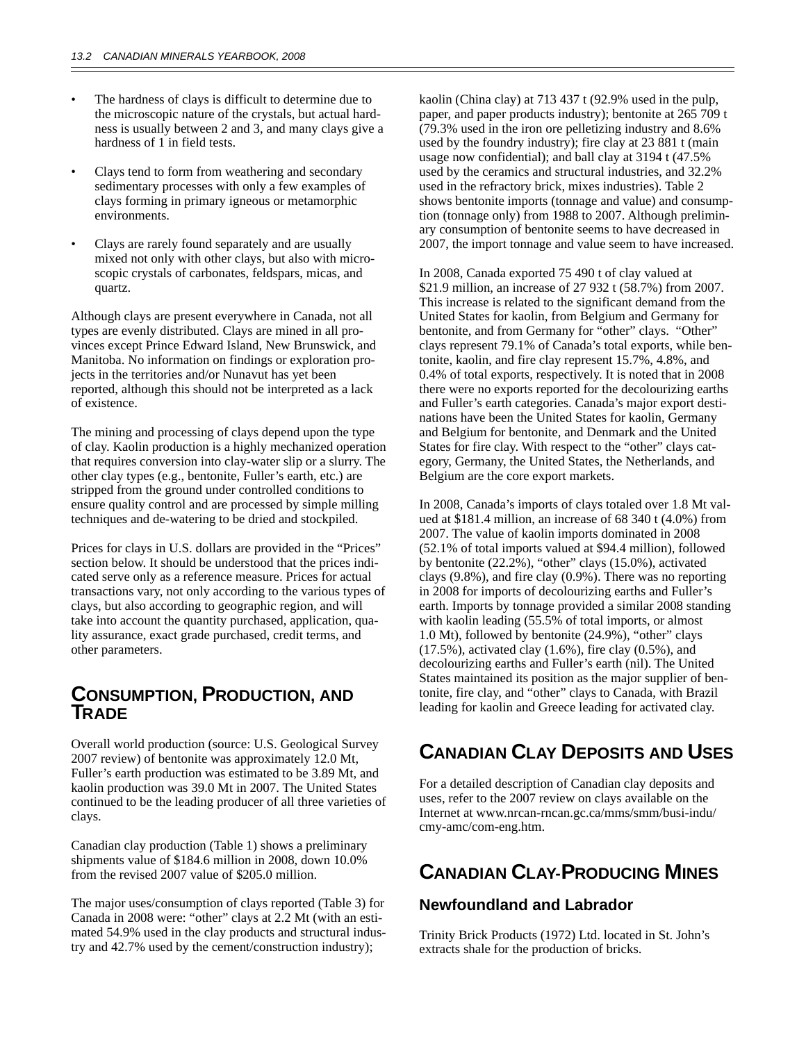- The hardness of clays is difficult to determine due to the microscopic nature of the crystals, but actual hardness is usually between 2 and 3, and many clays give a hardness of 1 in field tests.
- Clays tend to form from weathering and secondary sedimentary processes with only a few examples of clays forming in primary igneous or metamorphic environments.
- Clays are rarely found separately and are usually mixed not only with other clays, but also with microscopic crystals of carbonates, feldspars, micas, and quartz.

Although clays are present everywhere in Canada, not all types are evenly distributed. Clays are mined in all provinces except Prince Edward Island, New Brunswick, and Manitoba. No information on findings or exploration projects in the territories and/or Nunavut has yet been reported, although this should not be interpreted as a lack of existence.

The mining and processing of clays depend upon the type of clay. Kaolin production is a highly mechanized operation that requires conversion into clay-water slip or a slurry. The other clay types (e.g., bentonite, Fuller's earth, etc.) are stripped from the ground under controlled conditions to ensure quality control and are processed by simple milling techniques and de-watering to be dried and stockpiled.

Prices for clays in U.S. dollars are provided in the "Prices" section below. It should be understood that the prices indicated serve only as a reference measure. Prices for actual transactions vary, not only according to the various types of clays, but also according to geographic region, and will take into account the quantity purchased, application, quality assurance, exact grade purchased, credit terms, and other parameters.

## Consumption, Production, and Trade

Overall world production (source: U.S. Geological Survey 2007 review) of bentonite was approximately 12.0 Mt, Fuller's earth production was estimated to be 3.89 Mt, and kaolin production was 39.0 Mt in 2007. The United States continued to be the leading producer of all three varieties of clays.

Canadian clay production (Table 1) shows a preliminary shipments value of $184.6 million in 2008, down 10.0% from the revised 2007 value of $205.0 million.

The major uses/consumption of clays reported (Table 3) for Canada in 2008 were: "other" clays at 2.2 Mt (with an estimated 54.9% used in the clay products and structural industry and 42.7% used by the cement/construction industry); kaolin (China clay) at 713 437 t (92.9% used in the pulp, paper, and paper products industry); bentonite at 265 709 t (79.3% used in the iron ore pelletizing industry and 8.6% used by the foundry industry); fire clay at 23 881 t (main usage now confidential); and ball clay at 3194 t (47.5% used by the ceramics and structural industries, and 32.2% used in the refractory brick, mixes industries). Table 2 shows bentonite imports (tonnage and value) and consumption (tonnage only) from 1988 to 2007. Although preliminary consumption of bentonite seems to have decreased in 2007, the import tonnage and value seem to have increased.

In 2008, Canada exported 75 490 t of clay valued at $21.9 million, an increase of 27 932 t (58.7%) from 2007. This increase is related to the significant demand from the United States for kaolin, from Belgium and Germany for bentonite, and from Germany for "other" clays. "Other" clays represent 79.1% of Canada's total exports, while bentonite, kaolin, and fire clay represent 15.7%, 4.8%, and 0.4% of total exports, respectively. It is noted that in 2008 there were no exports reported for the decolourizing earths and Fuller's earth categories. Canada's major export destinations have been the United States for kaolin, Germany and Belgium for bentonite, and Denmark and the United States for fire clay. With respect to the "other" clays category, Germany, the United States, the Netherlands, and Belgium are the core export markets.

In 2008, Canada's imports of clays totaled over 1.8 Mt valued at $181.4 million, an increase of 68 340 t (4.0%) from 2007. The value of kaolin imports dominated in 2008 (52.1% of total imports valued at $94.4 million), followed by bentonite (22.2%), "other" clays (15.0%), activated clays (9.8%), and fire clay (0.9%). There was no reporting in 2008 for imports of decolourizing earths and Fuller's earth. Imports by tonnage provided a similar 2008 standing with kaolin leading (55.5% of total imports, or almost 1.0 Mt), followed by bentonite (24.9%), "other" clays (17.5%), activated clay (1.6%), fire clay (0.5%), and decolourizing earths and Fuller's earth (nil). The United States maintained its position as the major supplier of bentonite, fire clay, and "other" clays to Canada, with Brazil leading for kaolin and Greece leading for activated clay.

## Canadian Clay Deposits and Uses

For a detailed description of Canadian clay deposits and uses, refer to the 2007 review on clays available on the Internet at www.nrcan-rncan.gc.ca/mms/smm/busi-indu/cmy-amc/com-eng.htm.

## Canadian Clay-Producing Mines

### Newfoundland and Labrador

Trinity Brick Products (1972) Ltd. located in St. John's extracts shale for the production of bricks.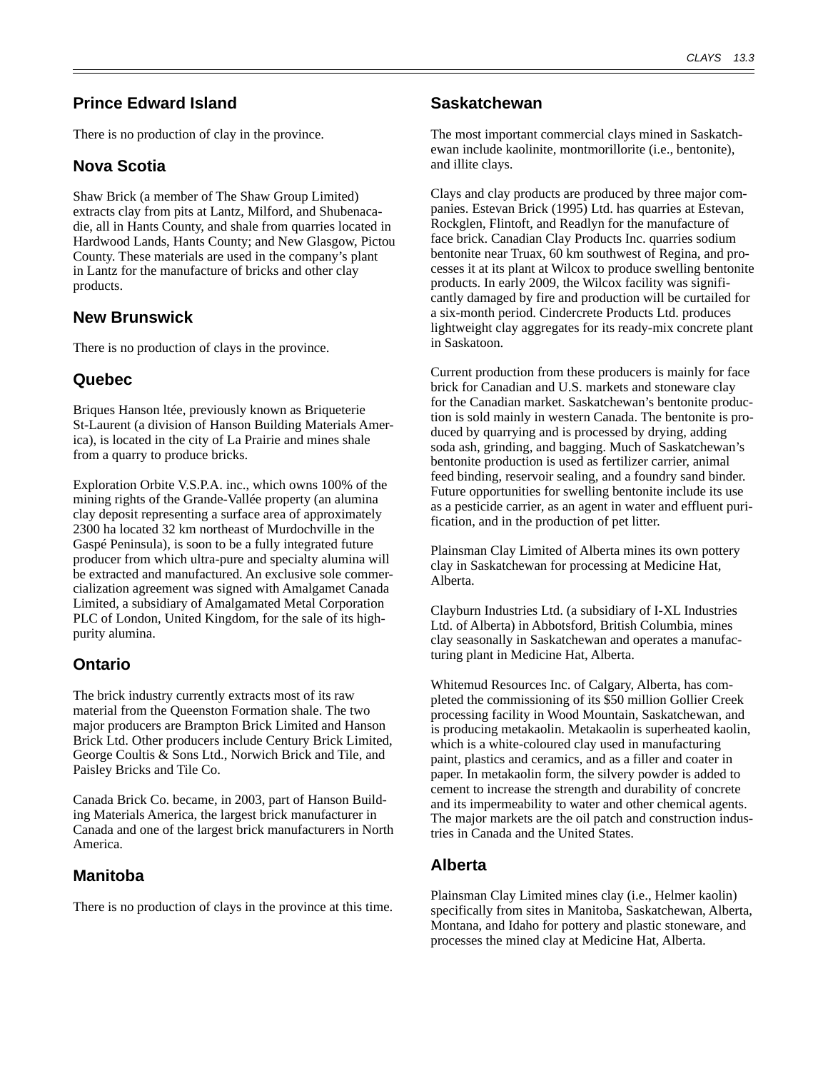## Prince Edward Island

There is no production of clay in the province.

## Nova Scotia

Shaw Brick (a member of The Shaw Group Limited) extracts clay from pits at Lantz, Milford, and Shubenacadie, all in Hants County, and shale from quarries located in Hardwood Lands, Hants County; and New Glasgow, Pictou County. These materials are used in the company's plant in Lantz for the manufacture of bricks and other clay products.

## New Brunswick

There is no production of clays in the province.

## Quebec

Briques Hanson ltée, previously known as Briqueterie St-Laurent (a division of Hanson Building Materials America), is located in the city of La Prairie and mines shale from a quarry to produce bricks.

Exploration Orbite V.S.P.A. inc., which owns 100% of the mining rights of the Grande-Vallée property (an alumina clay deposit representing a surface area of approximately 2300 ha located 32 km northeast of Murdochville in the Gaspé Peninsula), is soon to be a fully integrated future producer from which ultra-pure and specialty alumina will be extracted and manufactured. An exclusive sole commercialization agreement was signed with Amalgamet Canada Limited, a subsidiary of Amalgamated Metal Corporation PLC of London, United Kingdom, for the sale of its high-purity alumina.

## Ontario

The brick industry currently extracts most of its raw material from the Queenston Formation shale. The two major producers are Brampton Brick Limited and Hanson Brick Ltd. Other producers include Century Brick Limited, George Coultis & Sons Ltd., Norwich Brick and Tile, and Paisley Bricks and Tile Co.

Canada Brick Co. became, in 2003, part of Hanson Building Materials America, the largest brick manufacturer in Canada and one of the largest brick manufacturers in North America.

## Manitoba

There is no production of clays in the province at this time.

## Saskatchewan

The most important commercial clays mined in Saskatchewan include kaolinite, montmorillorite (i.e., bentonite), and illite clays.

Clays and clay products are produced by three major companies. Estevan Brick (1995) Ltd. has quarries at Estevan, Rockglen, Flintoft, and Readlyn for the manufacture of face brick. Canadian Clay Products Inc. quarries sodium bentonite near Truax, 60 km southwest of Regina, and processes it at its plant at Wilcox to produce swelling bentonite products. In early 2009, the Wilcox facility was significantly damaged by fire and production will be curtailed for a six-month period. Cindercrete Products Ltd. produces lightweight clay aggregates for its ready-mix concrete plant in Saskatoon.

Current production from these producers is mainly for face brick for Canadian and U.S. markets and stoneware clay for the Canadian market. Saskatchewan's bentonite production is sold mainly in western Canada. The bentonite is produced by quarrying and is processed by drying, adding soda ash, grinding, and bagging. Much of Saskatchewan's bentonite production is used as fertilizer carrier, animal feed binding, reservoir sealing, and a foundry sand binder. Future opportunities for swelling bentonite include its use as a pesticide carrier, as an agent in water and effluent purification, and in the production of pet litter.

Plainsman Clay Limited of Alberta mines its own pottery clay in Saskatchewan for processing at Medicine Hat, Alberta.

Clayburn Industries Ltd. (a subsidiary of I-XL Industries Ltd. of Alberta) in Abbotsford, British Columbia, mines clay seasonally in Saskatchewan and operates a manufacturing plant in Medicine Hat, Alberta.

Whitemud Resources Inc. of Calgary, Alberta, has completed the commissioning of its $50 million Gollier Creek processing facility in Wood Mountain, Saskatchewan, and is producing metakaolin. Metakaolin is superheated kaolin, which is a white-coloured clay used in manufacturing paint, plastics and ceramics, and as a filler and coater in paper. In metakaolin form, the silvery powder is added to cement to increase the strength and durability of concrete and its impermeability to water and other chemical agents. The major markets are the oil patch and construction industries in Canada and the United States.

## Alberta

Plainsman Clay Limited mines clay (i.e., Helmer kaolin) specifically from sites in Manitoba, Saskatchewan, Alberta, Montana, and Idaho for pottery and plastic stoneware, and processes the mined clay at Medicine Hat, Alberta.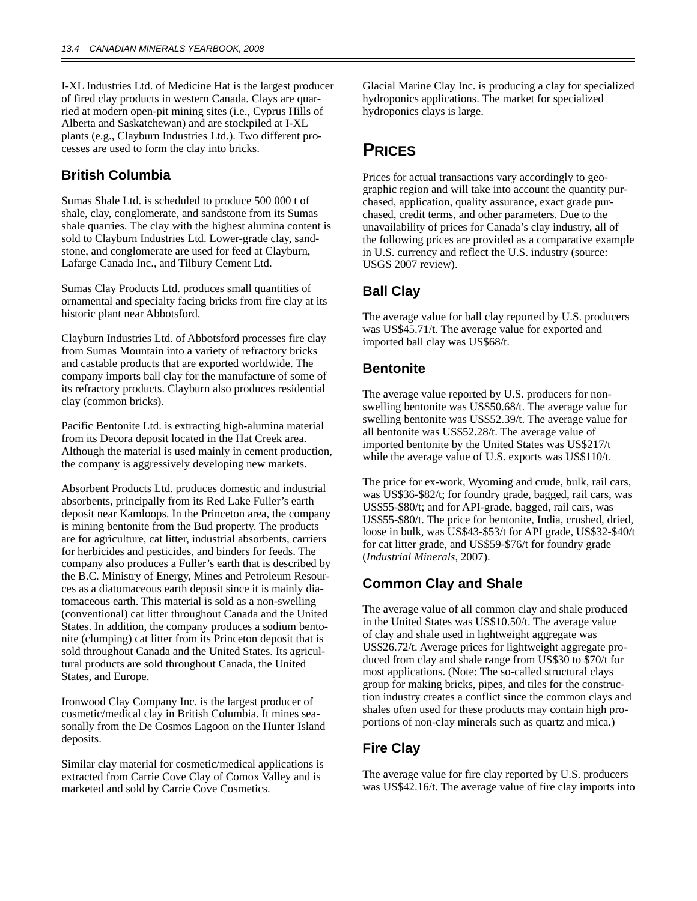I-XL Industries Ltd. of Medicine Hat is the largest producer of fired clay products in western Canada. Clays are quarried at modern open-pit mining sites (i.e., Cyprus Hills of Alberta and Saskatchewan) and are stockpiled at I-XL plants (e.g., Clayburn Industries Ltd.). Two different processes are used to form the clay into bricks.

### British Columbia

Sumas Shale Ltd. is scheduled to produce 500 000 t of shale, clay, conglomerate, and sandstone from its Sumas shale quarries. The clay with the highest alumina content is sold to Clayburn Industries Ltd. Lower-grade clay, sandstone, and conglomerate are used for feed at Clayburn, Lafarge Canada Inc., and Tilbury Cement Ltd.

Sumas Clay Products Ltd. produces small quantities of ornamental and specialty facing bricks from fire clay at its historic plant near Abbotsford.

Clayburn Industries Ltd. of Abbotsford processes fire clay from Sumas Mountain into a variety of refractory bricks and castable products that are exported worldwide. The company imports ball clay for the manufacture of some of its refractory products. Clayburn also produces residential clay (common bricks).

Pacific Bentonite Ltd. is extracting high-alumina material from its Decora deposit located in the Hat Creek area. Although the material is used mainly in cement production, the company is aggressively developing new markets.

Absorbent Products Ltd. produces domestic and industrial absorbents, principally from its Red Lake Fuller's earth deposit near Kamloops. In the Princeton area, the company is mining bentonite from the Bud property. The products are for agriculture, cat litter, industrial absorbents, carriers for herbicides and pesticides, and binders for feeds. The company also produces a Fuller's earth that is described by the B.C. Ministry of Energy, Mines and Petroleum Resources as a diatomaceous earth deposit since it is mainly diatomaceous earth. This material is sold as a non-swelling (conventional) cat litter throughout Canada and the United States. In addition, the company produces a sodium bentonite (clumping) cat litter from its Princeton deposit that is sold throughout Canada and the United States. Its agricultural products are sold throughout Canada, the United States, and Europe.

Ironwood Clay Company Inc. is the largest producer of cosmetic/medical clay in British Columbia. It mines seasonally from the De Cosmos Lagoon on the Hunter Island deposits.

Similar clay material for cosmetic/medical applications is extracted from Carrie Cove Clay of Comox Valley and is marketed and sold by Carrie Cove Cosmetics.

Glacial Marine Clay Inc. is producing a clay for specialized hydroponics applications. The market for specialized hydroponics clays is large.

## PRICES

Prices for actual transactions vary accordingly to geographic region and will take into account the quantity purchased, application, quality assurance, exact grade purchased, credit terms, and other parameters. Due to the unavailability of prices for Canada's clay industry, all of the following prices are provided as a comparative example in U.S. currency and reflect the U.S. industry (source: USGS 2007 review).

### Ball Clay

The average value for ball clay reported by U.S. producers was US$45.71/t. The average value for exported and imported ball clay was US$68/t.

### Bentonite

The average value reported by U.S. producers for non-swelling bentonite was US$50.68/t. The average value for swelling bentonite was US$52.39/t. The average value for all bentonite was US$52.28/t. The average value of imported bentonite by the United States was US$217/t while the average value of U.S. exports was US$110/t.

The price for ex-work, Wyoming and crude, bulk, rail cars, was US$36-$82/t; for foundry grade, bagged, rail cars, was US$55-$80/t; and for API-grade, bagged, rail cars, was US$55-$80/t. The price for bentonite, India, crushed, dried, loose in bulk, was US$43-$53/t for API grade, US$32-$40/t for cat litter grade, and US$59-$76/t for foundry grade (*Industrial Minerals*, 2007).

### Common Clay and Shale

The average value of all common clay and shale produced in the United States was US$10.50/t. The average value of clay and shale used in lightweight aggregate was US$26.72/t. Average prices for lightweight aggregate produced from clay and shale range from US$30 to $70/t for most applications. (Note: The so-called structural clays group for making bricks, pipes, and tiles for the construction industry creates a conflict since the common clays and shales often used for these products may contain high proportions of non-clay minerals such as quartz and mica.)

### Fire Clay

The average value for fire clay reported by U.S. producers was US$42.16/t. The average value of fire clay imports into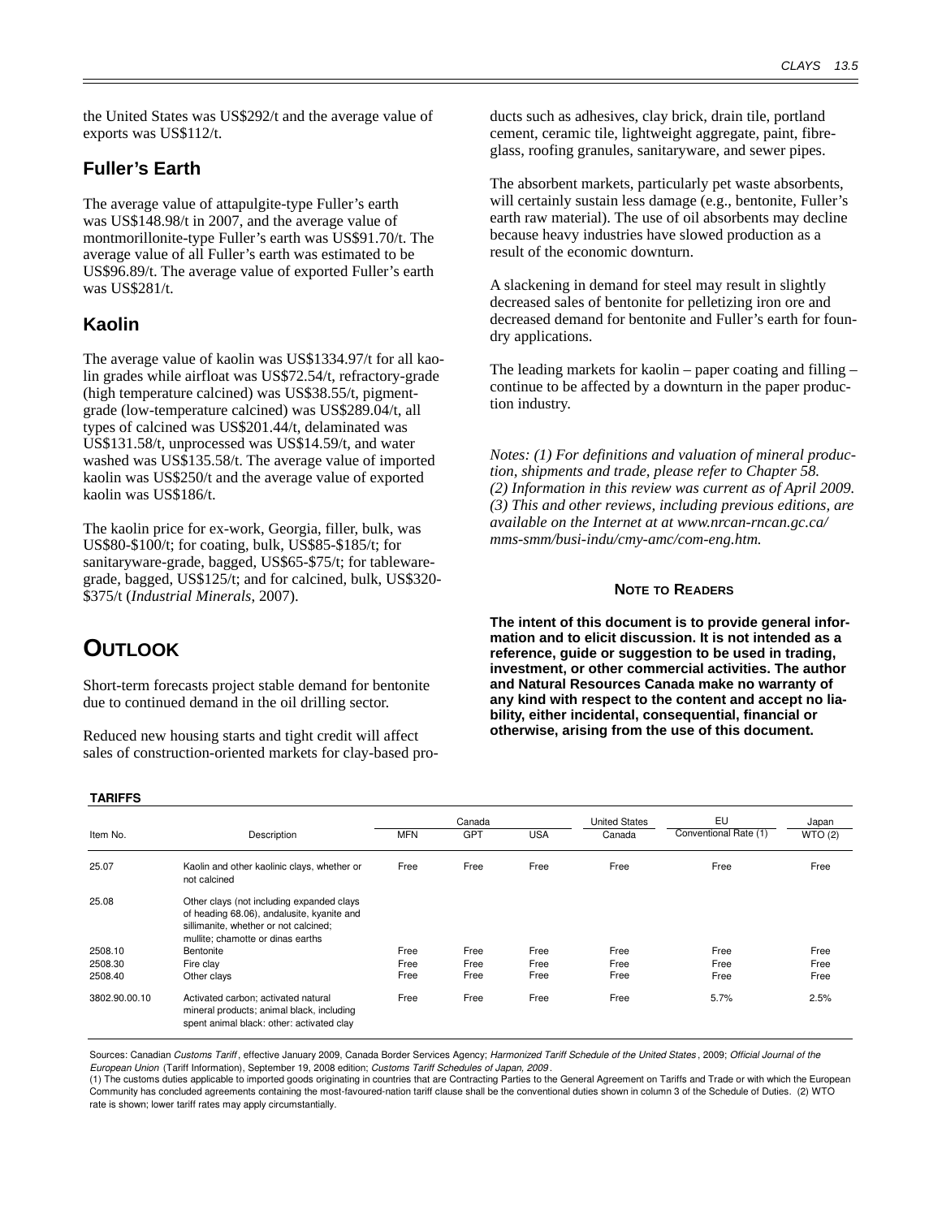the United States was US$292/t and the average value of exports was US$112/t.

## Fuller's Earth

The average value of attapulgite-type Fuller's earth was US$148.98/t in 2007, and the average value of montmorillonite-type Fuller's earth was US$91.70/t. The average value of all Fuller's earth was estimated to be US$96.89/t. The average value of exported Fuller's earth was US$281/t.

## Kaolin

The average value of kaolin was US$1334.97/t for all kaolin grades while airfloat was US$72.54/t, refractory-grade (high temperature calcined) was US$38.55/t, pigment-grade (low-temperature calcined) was US$289.04/t, all types of calcined was US$201.44/t, delaminated was US$131.58/t, unprocessed was US$14.59/t, and water washed was US$135.58/t. The average value of imported kaolin was US$250/t and the average value of exported kaolin was US$186/t.

The kaolin price for ex-work, Georgia, filler, bulk, was US$80-$100/t; for coating, bulk, US$85-$185/t; for sanitaryware-grade, bagged, US$65-$75/t; for tableware-grade, bagged, US$125/t; and for calcined, bulk, US$320-$375/t (*Industrial Minerals*, 2007).

# Outlook

Short-term forecasts project stable demand for bentonite due to continued demand in the oil drilling sector.

Reduced new housing starts and tight credit will affect sales of construction-oriented markets for clay-based products such as adhesives, clay brick, drain tile, portland cement, ceramic tile, lightweight aggregate, paint, fibreglass, roofing granules, sanitaryware, and sewer pipes.

The absorbent markets, particularly pet waste absorbents, will certainly sustain less damage (e.g., bentonite, Fuller's earth raw material). The use of oil absorbents may decline because heavy industries have slowed production as a result of the economic downturn.

A slackening in demand for steel may result in slightly decreased sales of bentonite for pelletizing iron ore and decreased demand for bentonite and Fuller's earth for foundry applications.

The leading markets for kaolin – paper coating and filling – continue to be affected by a downturn in the paper production industry.

*Notes: (1) For definitions and valuation of mineral production, shipments and trade, please refer to Chapter 58. (2) Information in this review was current as of April 2009. (3) This and other reviews, including previous editions, are available on the Internet at at www.nrcan-rncan.gc.ca/mms-smm/busi-indu/cmy-amc/com-eng.htm.*

### Note to Readers

**The intent of this document is to provide general information and to elicit discussion. It is not intended as a reference, guide or suggestion to be used in trading, investment, or other commercial activities. The author and Natural Resources Canada make no warranty of any kind with respect to the content and accept no liability, either incidental, consequential, financial or otherwise, arising from the use of this document.**

**TARIFFS**

| Item No. | Description | Canada | | | United States | EU | Japan |
|---|---|---|---|---|---|---|---|
| | | MFN | GPT | USA | Canada | Conventional Rate (1) | WTO (2) |
| 25.07 | Kaolin and other kaolinic clays, whether or not calcined | Free | Free | Free | Free | Free | Free |
| 25.08 | Other clays (not including expanded clays of heading 68.06), andalusite, kyanite and sillimanite, whether or not calcined; mullite; chamotte or dinas earths | | | | | | |
| 2508.10 | Bentonite | Free | Free | Free | Free | Free | Free |
| 2508.30 | Fire clay | Free | Free | Free | Free | Free | Free |
| 2508.40 | Other clays | Free | Free | Free | Free | Free | Free |
| 3802.90.00.10 | Activated carbon; activated natural mineral products; animal black, including spent animal black: other: activated clay | Free | Free | Free | Free | 5.7% | 2.5% |

Sources: Canadian *Customs Tariff*, effective January 2009, Canada Border Services Agency; *Harmonized Tariff Schedule of the United States*, 2009; *Official Journal of the European Union* (Tariff Information), September 19, 2008 edition; *Customs Tariff Schedules of Japan, 2009*.
(1) The customs duties applicable to imported goods originating in countries that are Contracting Parties to the General Agreement on Tariffs and Trade or with which the European Community has concluded agreements containing the most-favoured-nation tariff clause shall be the conventional duties shown in column 3 of the Schedule of Duties. (2) WTO rate is shown; lower tariff rates may apply circumstantially.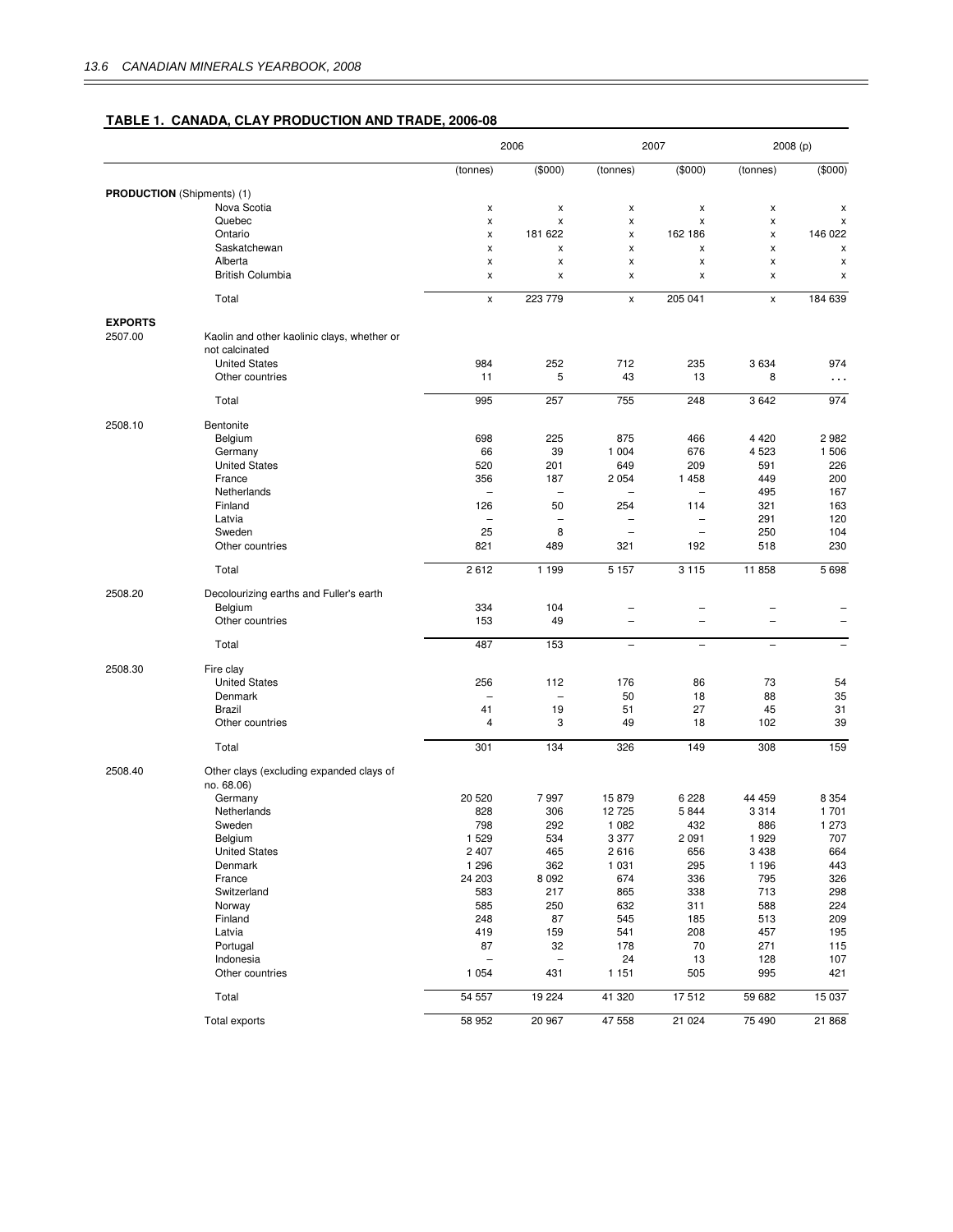## TABLE 1. CANADA, CLAY PRODUCTION AND TRADE, 2006-08

| | | 2006 | | 2007 | | 2008 (p) | |
|---|---|---|---|---|---|---|---|
| | | (tonnes) | ($000) | (tonnes) | ($000) | (tonnes) | ($000) |
| **PRODUCTION** (Shipments) (1) | | | | | | | |
| | Nova Scotia | x | x | x | x | x | x |
| | Quebec | x | x | x | x | x | x |
| | Ontario | x | 181 622 | x | 162 186 | x | 146 022 |
| | Saskatchewan | x | x | x | x | x | x |
| | Alberta | x | x | x | x | x | x |
| | British Columbia | x | x | x | x | x | x |
| | Total | x | 223 779 | x | 205 041 | x | 184 639 |
| **EXPORTS** | | | | | | | |
| 2507.00 | Kaolin and other kaolinic clays, whether or not calcinated | | | | | | |
| | United States | 984 | 252 | 712 | 235 | 3 634 | 974 |
| | Other countries | 11 | 5 | 43 | 13 | 8 | . . . |
| | Total | 995 | 257 | 755 | 248 | 3 642 | 974 |
| 2508.10 | Bentonite | | | | | | |
| | Belgium | 698 | 225 | 875 | 466 | 4 420 | 2 982 |
| | Germany | 66 | 39 | 1 004 | 676 | 4 523 | 1 506 |
| | United States | 520 | 201 | 649 | 209 | 591 | 226 |
| | France | 356 | 187 | 2 054 | 1 458 | 449 | 200 |
| | Netherlands | – | – | – | – | 495 | 167 |
| | Finland | 126 | 50 | 254 | 114 | 321 | 163 |
| | Latvia | – | – | – | – | 291 | 120 |
| | Sweden | 25 | 8 | – | – | 250 | 104 |
| | Other countries | 821 | 489 | 321 | 192 | 518 | 230 |
| | Total | 2 612 | 1 199 | 5 157 | 3 115 | 11 858 | 5 698 |
| 2508.20 | Decolourizing earths and Fuller's earth | | | | | | |
| | Belgium | 334 | 104 | – | – | – | – |
| | Other countries | 153 | 49 | – | – | – | – |
| | Total | 487 | 153 | – | – | – | – |
| 2508.30 | Fire clay | | | | | | |
| | United States | 256 | 112 | 176 | 86 | 73 | 54 |
| | Denmark | – | – | 50 | 18 | 88 | 35 |
| | Brazil | 41 | 19 | 51 | 27 | 45 | 31 |
| | Other countries | 4 | 3 | 49 | 18 | 102 | 39 |
| | Total | 301 | 134 | 326 | 149 | 308 | 159 |
| 2508.40 | Other clays (excluding expanded clays of no. 68.06) | | | | | | |
| | Germany | 20 520 | 7 997 | 15 879 | 6 228 | 44 459 | 8 354 |
| | Netherlands | 828 | 306 | 12 725 | 5 844 | 3 314 | 1 701 |
| | Sweden | 798 | 292 | 1 082 | 432 | 886 | 1 273 |
| | Belgium | 1 529 | 534 | 3 377 | 2 091 | 1 929 | 707 |
| | United States | 2 407 | 465 | 2 616 | 656 | 3 438 | 664 |
| | Denmark | 1 296 | 362 | 1 031 | 295 | 1 196 | 443 |
| | France | 24 203 | 8 092 | 674 | 336 | 795 | 326 |
| | Switzerland | 583 | 217 | 865 | 338 | 713 | 298 |
| | Norway | 585 | 250 | 632 | 311 | 588 | 224 |
| | Finland | 248 | 87 | 545 | 185 | 513 | 209 |
| | Latvia | 419 | 159 | 541 | 208 | 457 | 195 |
| | Portugal | 87 | 32 | 178 | 70 | 271 | 115 |
| | Indonesia | – | – | 24 | 13 | 128 | 107 |
| | Other countries | 1 054 | 431 | 1 151 | 505 | 995 | 421 |
| | Total | 54 557 | 19 224 | 41 320 | 17 512 | 59 682 | 15 037 |
| | Total exports | 58 952 | 20 967 | 47 558 | 21 024 | 75 490 | 21 868 |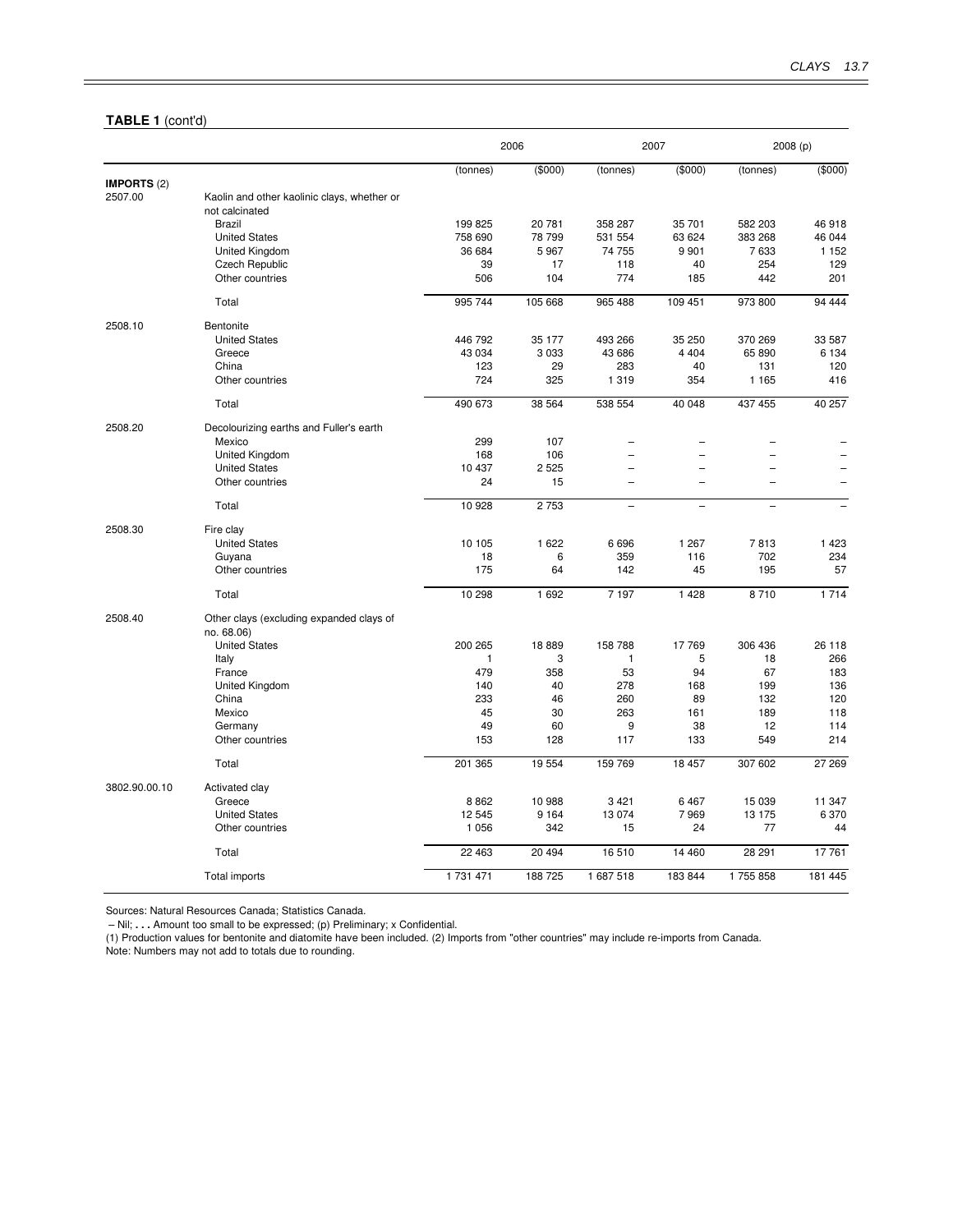**TABLE 1** (cont'd)

| | | 2006 | | 2007 | | 2008 (p) | |
|---|---|---|---|---|---|---|---|
| | | (tonnes) | ($000) | (tonnes) | ($000) | (tonnes) | ($000) |
| **IMPORTS** (2) | | | | | | | |
| 2507.00 | Kaolin and other kaolinic clays, whether or not calcinated | | | | | | |
| | Brazil | 199 825 | 20 781 | 358 287 | 35 701 | 582 203 | 46 918 |
| | United States | 758 690 | 78 799 | 531 554 | 63 624 | 383 268 | 46 044 |
| | United Kingdom | 36 684 | 5 967 | 74 755 | 9 901 | 7 633 | 1 152 |
| | Czech Republic | 39 | 17 | 118 | 40 | 254 | 129 |
| | Other countries | 506 | 104 | 774 | 185 | 442 | 201 |
| | Total | 995 744 | 105 668 | 965 488 | 109 451 | 973 800 | 94 444 |
| 2508.10 | Bentonite | | | | | | |
| | United States | 446 792 | 35 177 | 493 266 | 35 250 | 370 269 | 33 587 |
| | Greece | 43 034 | 3 033 | 43 686 | 4 404 | 65 890 | 6 134 |
| | China | 123 | 29 | 283 | 40 | 131 | 120 |
| | Other countries | 724 | 325 | 1 319 | 354 | 1 165 | 416 |
| | Total | 490 673 | 38 564 | 538 554 | 40 048 | 437 455 | 40 257 |
| 2508.20 | Decolourizing earths and Fuller's earth | | | | | | |
| | Mexico | 299 | 107 | – | – | – | – |
| | United Kingdom | 168 | 106 | – | – | – | – |
| | United States | 10 437 | 2 525 | – | – | – | – |
| | Other countries | 24 | 15 | – | – | – | – |
| | Total | 10 928 | 2 753 | – | – | – | – |
| 2508.30 | Fire clay | | | | | | |
| | United States | 10 105 | 1 622 | 6 696 | 1 267 | 7 813 | 1 423 |
| | Guyana | 18 | 6 | 359 | 116 | 702 | 234 |
| | Other countries | 175 | 64 | 142 | 45 | 195 | 57 |
| | Total | 10 298 | 1 692 | 7 197 | 1 428 | 8 710 | 1 714 |
| 2508.40 | Other clays (excluding expanded clays of no. 68.06) | | | | | | |
| | United States | 200 265 | 18 889 | 158 788 | 17 769 | 306 436 | 26 118 |
| | Italy | 1 | 3 | 1 | 5 | 18 | 266 |
| | France | 479 | 358 | 53 | 94 | 67 | 183 |
| | United Kingdom | 140 | 40 | 278 | 168 | 199 | 136 |
| | China | 233 | 46 | 260 | 89 | 132 | 120 |
| | Mexico | 45 | 30 | 263 | 161 | 189 | 118 |
| | Germany | 49 | 60 | 9 | 38 | 12 | 114 |
| | Other countries | 153 | 128 | 117 | 133 | 549 | 214 |
| | Total | 201 365 | 19 554 | 159 769 | 18 457 | 307 602 | 27 269 |
| 3802.90.00.10 | Activated clay | | | | | | |
| | Greece | 8 862 | 10 988 | 3 421 | 6 467 | 15 039 | 11 347 |
| | United States | 12 545 | 9 164 | 13 074 | 7 969 | 13 175 | 6 370 |
| | Other countries | 1 056 | 342 | 15 | 24 | 77 | 44 |
| | Total | 22 463 | 20 494 | 16 510 | 14 460 | 28 291 | 17 761 |
| | Total imports | 1 731 471 | 188 725 | 1 687 518 | 183 844 | 1 755 858 | 181 445 |

Sources: Natural Resources Canada; Statistics Canada.

– Nil; **. . .** Amount too small to be expressed; (p) Preliminary; x Confidential.

(1) Production values for bentonite and diatomite have been included. (2) Imports from "other countries" may include re-imports from Canada.

Note: Numbers may not add to totals due to rounding.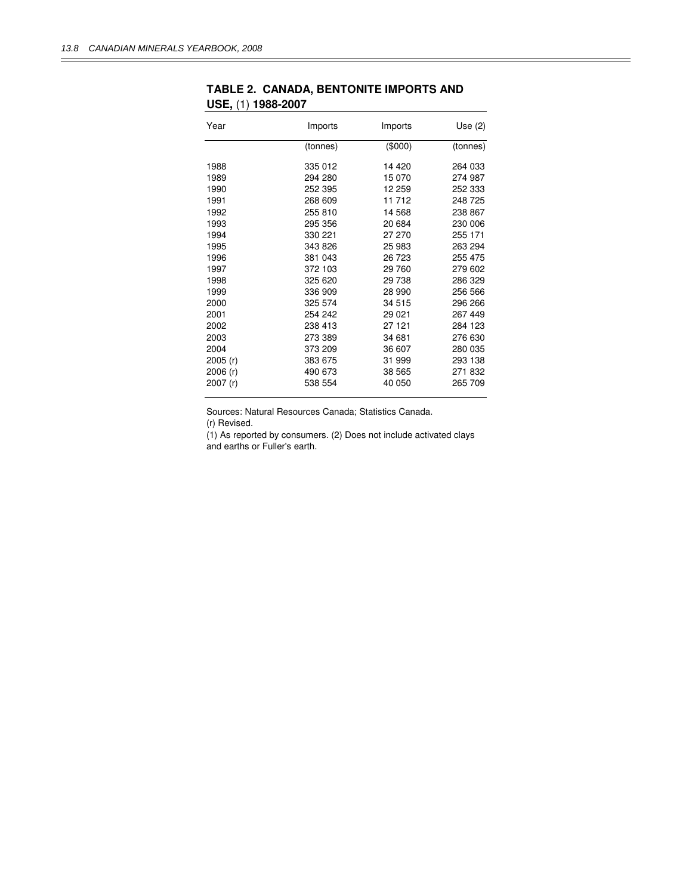**TABLE 2. CANADA, BENTONITE IMPORTS AND USE,** (1) **1988-2007**

| Year | Imports | Imports | Use (2) |
|---|---|---|---|
| | (tonnes) | ($000) | (tonnes) |
| 1988 | 335 012 | 14 420 | 264 033 |
| 1989 | 294 280 | 15 070 | 274 987 |
| 1990 | 252 395 | 12 259 | 252 333 |
| 1991 | 268 609 | 11 712 | 248 725 |
| 1992 | 255 810 | 14 568 | 238 867 |
| 1993 | 295 356 | 20 684 | 230 006 |
| 1994 | 330 221 | 27 270 | 255 171 |
| 1995 | 343 826 | 25 983 | 263 294 |
| 1996 | 381 043 | 26 723 | 255 475 |
| 1997 | 372 103 | 29 760 | 279 602 |
| 1998 | 325 620 | 29 738 | 286 329 |
| 1999 | 336 909 | 28 990 | 256 566 |
| 2000 | 325 574 | 34 515 | 296 266 |
| 2001 | 254 242 | 29 021 | 267 449 |
| 2002 | 238 413 | 27 121 | 284 123 |
| 2003 | 273 389 | 34 681 | 276 630 |
| 2004 | 373 209 | 36 607 | 280 035 |
| 2005 (r) | 383 675 | 31 999 | 293 138 |
| 2006 (r) | 490 673 | 38 565 | 271 832 |
| 2007 (r) | 538 554 | 40 050 | 265 709 |

Sources: Natural Resources Canada; Statistics Canada.
(r) Revised.
(1) As reported by consumers. (2) Does not include activated clays and earths or Fuller's earth.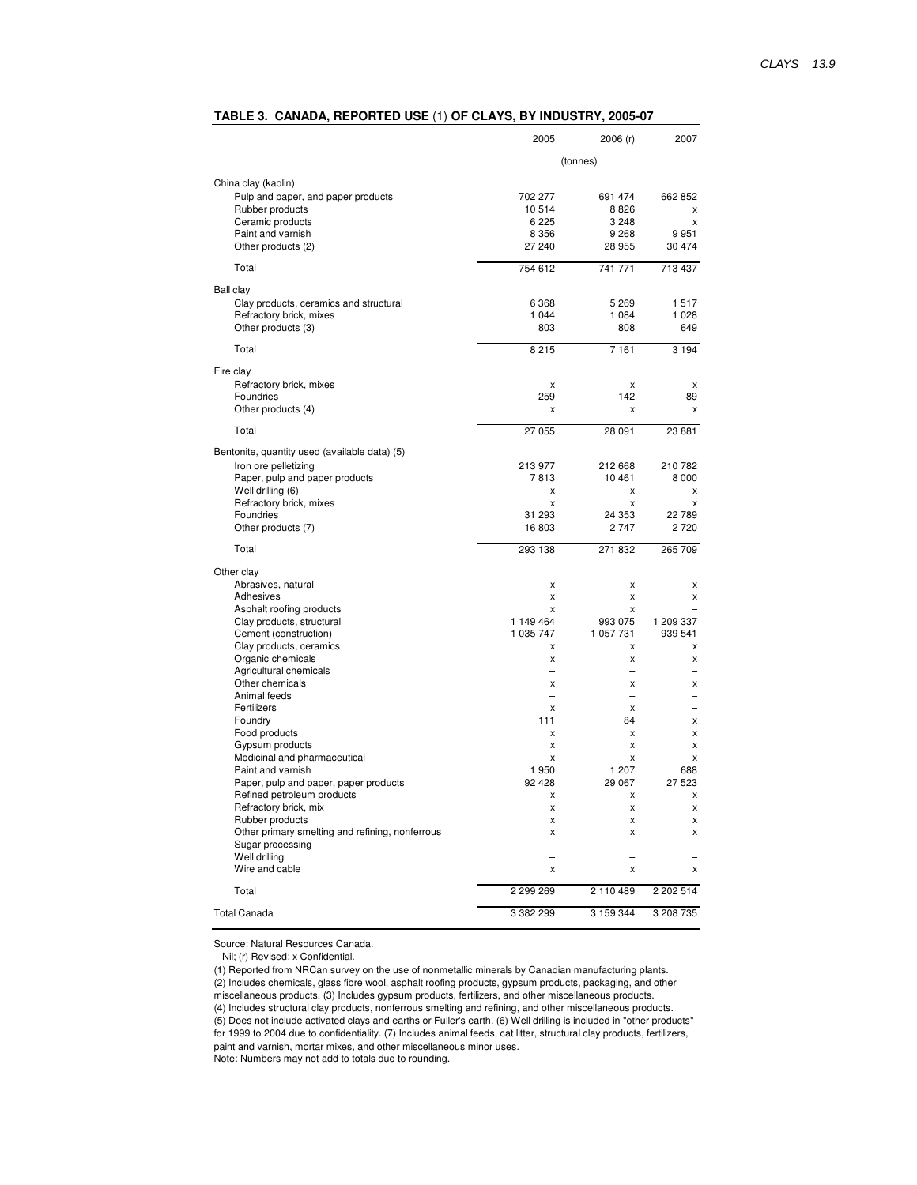**TABLE 3. CANADA, REPORTED USE (1) OF CLAYS, BY INDUSTRY, 2005-07**

| | 2005 | 2006 (r) | 2007 |
|---|---|---|---|
| | (tonnes) | | |
| **China clay (kaolin)** | | | |
| Pulp and paper, and paper products | 702 277 | 691 474 | 662 852 |
| Rubber products | 10 514 | 8 826 | x |
| Ceramic products | 6 225 | 3 248 | x |
| Paint and varnish | 8 356 | 9 268 | 9 951 |
| Other products (2) | 27 240 | 28 955 | 30 474 |
| Total | 754 612 | 741 771 | 713 437 |
| **Ball clay** | | | |
| Clay products, ceramics and structural | 6 368 | 5 269 | 1 517 |
| Refractory brick, mixes | 1 044 | 1 084 | 1 028 |
| Other products (3) | 803 | 808 | 649 |
| Total | 8 215 | 7 161 | 3 194 |
| **Fire clay** | | | |
| Refractory brick, mixes | x | x | x |
| Foundries | 259 | 142 | 89 |
| Other products (4) | x | x | x |
| Total | 27 055 | 28 091 | 23 881 |
| **Bentonite, quantity used (available data) (5)** | | | |
| Iron ore pelletizing | 213 977 | 212 668 | 210 782 |
| Paper, pulp and paper products | 7 813 | 10 461 | 8 000 |
| Well drilling (6) | x | x | x |
| Refractory brick, mixes | x | x | x |
| Foundries | 31 293 | 24 353 | 22 789 |
| Other products (7) | 16 803 | 2 747 | 2 720 |
| Total | 293 138 | 271 832 | 265 709 |
| **Other clay** | | | |
| Abrasives, natural | x | x | x |
| Adhesives | x | x | x |
| Asphalt roofing products | x | x | – |
| Clay products, structural | 1 149 464 | 993 075 | 1 209 337 |
| Cement (construction) | 1 035 747 | 1 057 731 | 939 541 |
| Clay products, ceramics | x | x | x |
| Organic chemicals | x | x | x |
| Agricultural chemicals | – | – | – |
| Other chemicals | x | x | x |
| Animal feeds | – | – | – |
| Fertilizers | x | x | – |
| Foundry | 111 | 84 | x |
| Food products | x | x | x |
| Gypsum products | x | x | x |
| Medicinal and pharmaceutical | x | x | x |
| Paint and varnish | 1 950 | 1 207 | 688 |
| Paper, pulp and paper, paper products | 92 428 | 29 067 | 27 523 |
| Refined petroleum products | x | x | x |
| Refractory brick, mix | x | x | x |
| Rubber products | x | x | x |
| Other primary smelting and refining, nonferrous | x | x | x |
| Sugar processing | – | – | – |
| Well drilling | – | – | – |
| Wire and cable | x | x | x |
| Total | 2 299 269 | 2 110 489 | 2 202 514 |
| **Total Canada** | 3 382 299 | 3 159 344 | 3 208 735 |

Source: Natural Resources Canada.

– Nil; (r) Revised; x Confidential.

(1) Reported from NRCan survey on the use of nonmetallic minerals by Canadian manufacturing plants.
(2) Includes chemicals, glass fibre wool, asphalt roofing products, gypsum products, packaging, and other miscellaneous products. (3) Includes gypsum products, fertilizers, and other miscellaneous products.
(4) Includes structural clay products, nonferrous smelting and refining, and other miscellaneous products.
(5) Does not include activated clays and earths or Fuller's earth. (6) Well drilling is included in "other products" for 1999 to 2004 due to confidentiality. (7) Includes animal feeds, cat litter, structural clay products, fertilizers, paint and varnish, mortar mixes, and other miscellaneous minor uses.
Note: Numbers may not add to totals due to rounding.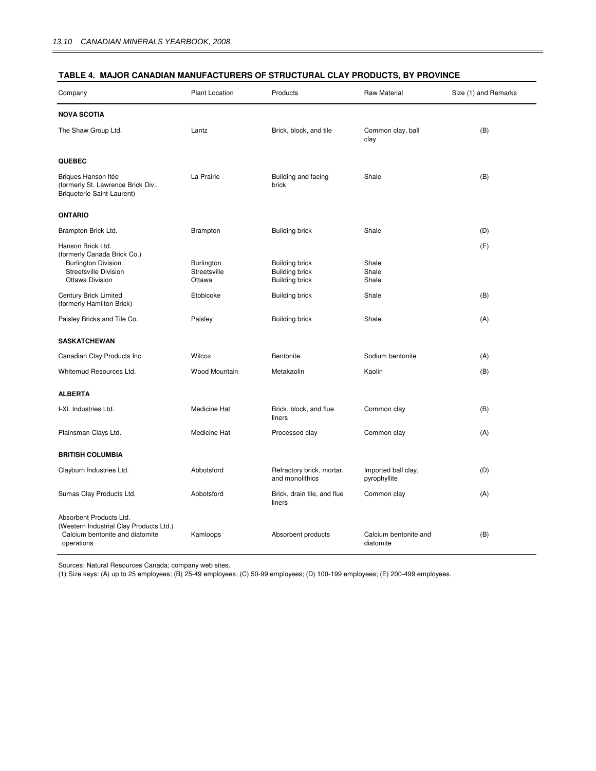**TABLE 4. MAJOR CANADIAN MANUFACTURERS OF STRUCTURAL CLAY PRODUCTS, BY PROVINCE**

| Company | Plant Location | Products | Raw Material | Size (1) and Remarks |
|---|---|---|---|---|
| **NOVA SCOTIA** | | | | |
| The Shaw Group Ltd. | Lantz | Brick, block, and tile | Common clay, ball clay | (B) |
| **QUEBEC** | | | | |
| Briques Hanson ltée (formerly St. Lawrence Brick Div., Briqueterie Saint-Laurent) | La Prairie | Building and facing brick | Shale | (B) |
| **ONTARIO** | | | | |
| Brampton Brick Ltd. | Brampton | Building brick | Shale | (D) |
| Hanson Brick Ltd. (formerly Canada Brick Co.) | | | | (E) |
| Burlington Division | Burlington | Building brick | Shale | |
| Streetsville Division | Streetsville | Building brick | Shale | |
| Ottawa Division | Ottawa | Building brick | Shale | |
| Century Brick Limited (formerly Hamilton Brick) | Etobicoke | Building brick | Shale | (B) |
| Paisley Bricks and Tile Co. | Paisley | Building brick | Shale | (A) |
| **SASKATCHEWAN** | | | | |
| Canadian Clay Products Inc. | Wilcox | Bentonite | Sodium bentonite | (A) |
| Whitemud Resources Ltd. | Wood Mountain | Metakaolin | Kaolin | (B) |
| **ALBERTA** | | | | |
| I-XL Industries Ltd. | Medicine Hat | Brick, block, and flue liners | Common clay | (B) |
| Plainsman Clays Ltd. | Medicine Hat | Processed clay | Common clay | (A) |
| **BRITISH COLUMBIA** | | | | |
| Clayburn Industries Ltd. | Abbotsford | Refractory brick, mortar, and monolithics | Imported ball clay, pyrophyllite | (D) |
| Sumas Clay Products Ltd. | Abbotsford | Brick, drain tile, and flue liners | Common clay | (A) |
| Absorbent Products Ltd. (Western Industrial Clay Products Ltd.) Calcium bentonite and diatomite operations | Kamloops | Absorbent products | Calcium bentonite and diatomite | (B) |

Sources: Natural Resources Canada; company web sites.

(1) Size keys: (A) up to 25 employees; (B) 25-49 employees; (C) 50-99 employees; (D) 100-199 employees; (E) 200-499 employees.